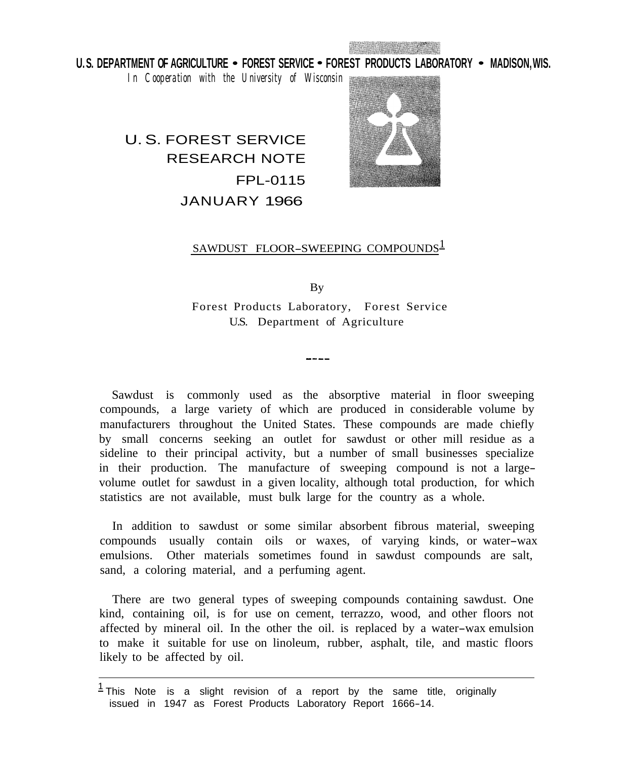**U.S. DEPARTMENT OF AGRICULTURE • FOREST SERVICE • FOREST PRODUCTS LABORATORY • MADISON, WIS.**

*In Cooperation with the University of Wisconsin*

U.S. FOREST SERVICE
RESEARCH NOTE
FPL-0115
JANUARY 1966

# SAWDUST FLOOR-SWEEPING COMPOUNDS[1]

By

Forest Products Laboratory, Forest Service
U.S. Department of Agriculture

----

Sawdust is commonly used as the absorptive material in floor sweeping compounds, a large variety of which are produced in considerable volume by manufacturers throughout the United States. These compounds are made chiefly by small concerns seeking an outlet for sawdust or other mill residue as a sideline to their principal activity, but a number of small businesses specialize in their production. The manufacture of sweeping compound is not a large-volume outlet for sawdust in a given locality, although total production, for which statistics are not available, must bulk large for the country as a whole.

In addition to sawdust or some similar absorbent fibrous material, sweeping compounds usually contain oils or waxes, of varying kinds, or water-wax emulsions. Other materials sometimes found in sawdust compounds are salt, sand, a coloring material, and a perfuming agent.

There are two general types of sweeping compounds containing sawdust. One kind, containing oil, is for use on cement, terrazzo, wood, and other floors not affected by mineral oil. In the other the oil. is replaced by a water-wax emulsion to make it suitable for use on linoleum, rubber, asphalt, tile, and mastic floors likely to be affected by oil.

---

[1] This Note is a slight revision of a report by the same title, originally issued in 1947 as Forest Products Laboratory Report 1666-14.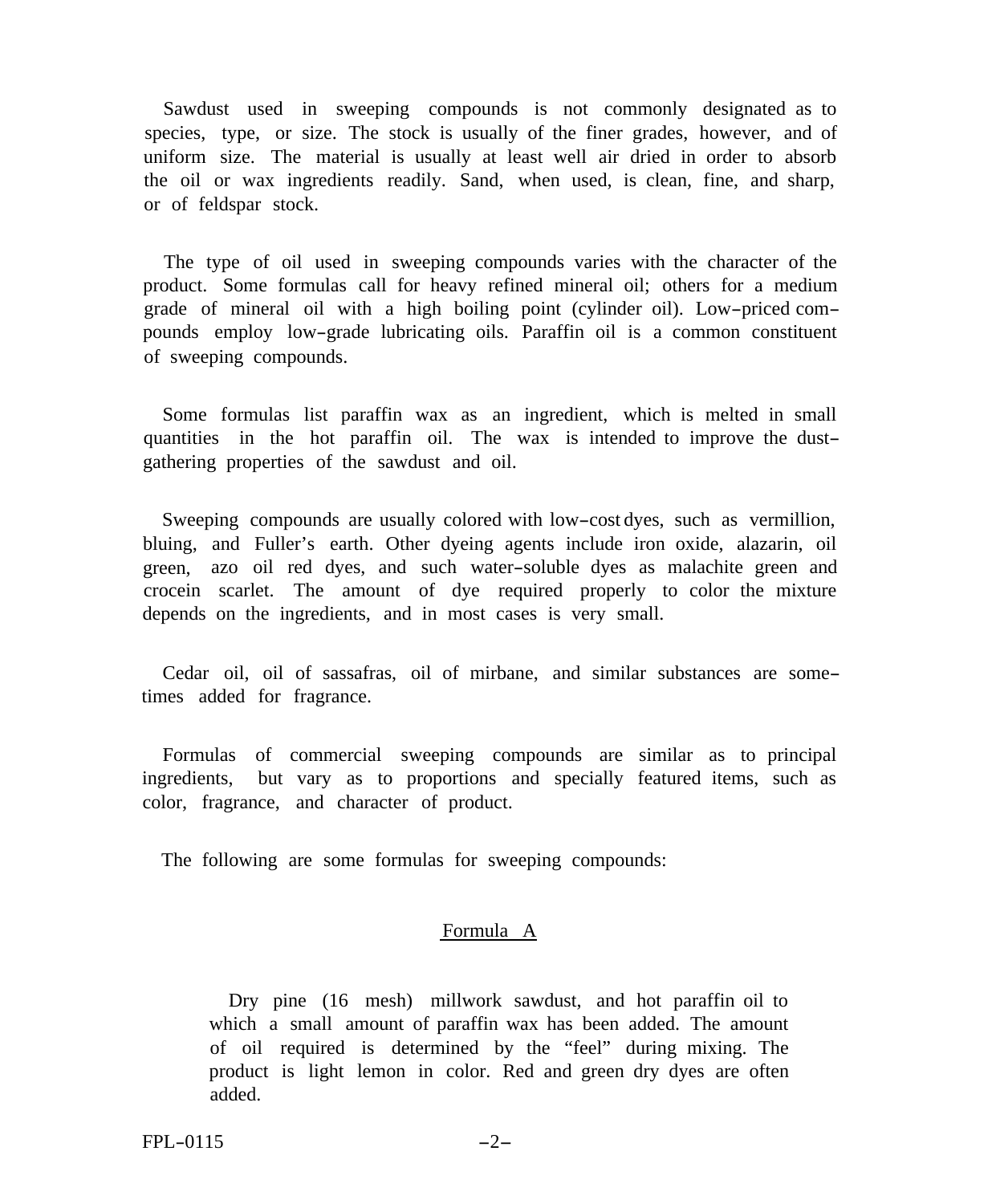Sawdust used in sweeping compounds is not commonly designated as to species, type, or size. The stock is usually of the finer grades, however, and of uniform size. The material is usually at least well air dried in order to absorb the oil or wax ingredients readily. Sand, when used, is clean, fine, and sharp, or of feldspar stock.

The type of oil used in sweeping compounds varies with the character of the product. Some formulas call for heavy refined mineral oil; others for a medium grade of mineral oil with a high boiling point (cylinder oil). Low-priced compounds employ low-grade lubricating oils. Paraffin oil is a common constituent of sweeping compounds.

Some formulas list paraffin wax as an ingredient, which is melted in small quantities in the hot paraffin oil. The wax is intended to improve the dust-gathering properties of the sawdust and oil.

Sweeping compounds are usually colored with low-cost dyes, such as vermillion, bluing, and Fuller's earth. Other dyeing agents include iron oxide, alazarin, oil green, azo oil red dyes, and such water-soluble dyes as malachite green and crocein scarlet. The amount of dye required properly to color the mixture depends on the ingredients, and in most cases is very small.

Cedar oil, oil of sassafras, oil of mirbane, and similar substances are sometimes added for fragrance.

Formulas of commercial sweeping compounds are similar as to principal ingredients, but vary as to proportions and specially featured items, such as color, fragrance, and character of product.

The following are some formulas for sweeping compounds:

## Formula A

Dry pine (16 mesh) millwork sawdust, and hot paraffin oil to which a small amount of paraffin wax has been added. The amount of oil required is determined by the "feel" during mixing. The product is light lemon in color. Red and green dry dyes are often added.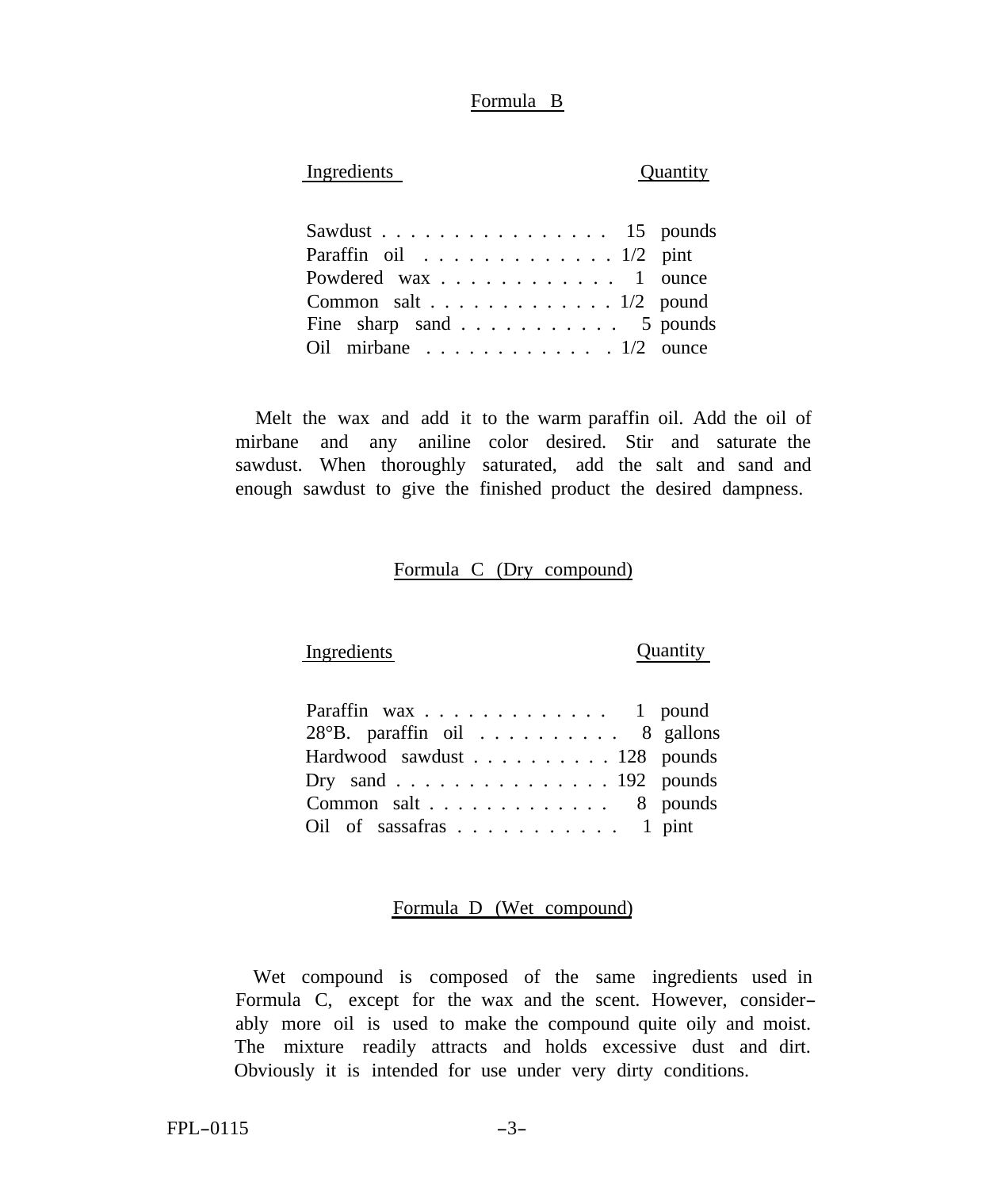## Formula B

| Ingredients | Quantity |
| --- | --- |
| Sawdust | 15 pounds |
| Paraffin oil | 1/2 pint |
| Powdered wax | 1 ounce |
| Common salt | 1/2 pound |
| Fine sharp sand | 5 pounds |
| Oil mirbane | 1/2 ounce |

Melt the wax and add it to the warm paraffin oil. Add the oil of mirbane and any aniline color desired. Stir and saturate the sawdust. When thoroughly saturated, add the salt and sand and enough sawdust to give the finished product the desired dampness.

## Formula C (Dry compound)

| Ingredients | Quantity |
| --- | --- |
| Paraffin wax | 1 pound |
| 28°B. paraffin oil | 8 gallons |
| Hardwood sawdust | 128 pounds |
| Dry sand | 192 pounds |
| Common salt | 8 pounds |
| Oil of sassafras | 1 pint |

## Formula D (Wet compound)

Wet compound is composed of the same ingredients used in Formula C, except for the wax and the scent. However, considerably more oil is used to make the compound quite oily and moist. The mixture readily attracts and holds excessive dust and dirt. Obviously it is intended for use under very dirty conditions.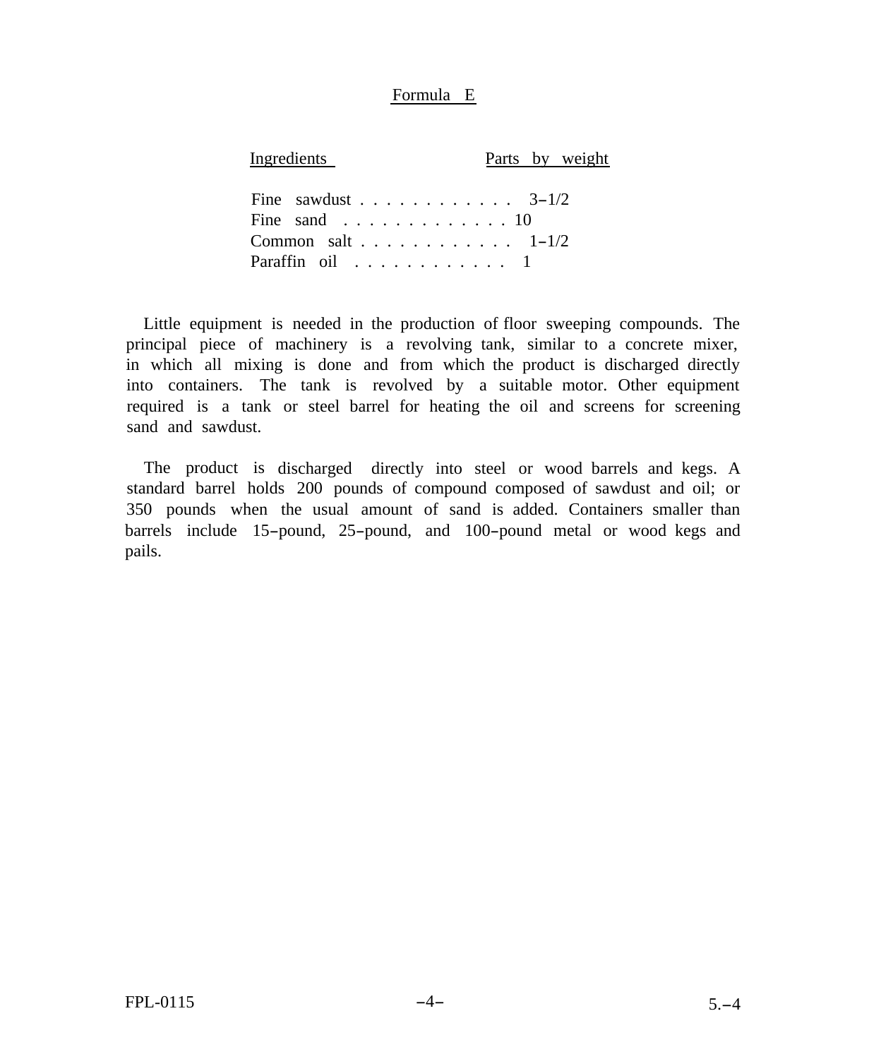Formula E

| Ingredients | Parts by weight |
| --- | --- |
| Fine sawdust | 3-1/2 |
| Fine sand | 10 |
| Common salt | 1-1/2 |
| Paraffin oil | 1 |

Little equipment is needed in the production of floor sweeping compounds. The principal piece of machinery is a revolving tank, similar to a concrete mixer, in which all mixing is done and from which the product is discharged directly into containers. The tank is revolved by a suitable motor. Other equipment required is a tank or steel barrel for heating the oil and screens for screening sand and sawdust.

The product is discharged directly into steel or wood barrels and kegs. A standard barrel holds 200 pounds of compound composed of sawdust and oil; or 350 pounds when the usual amount of sand is added. Containers smaller than barrels include 15-pound, 25-pound, and 100-pound metal or wood kegs and pails.